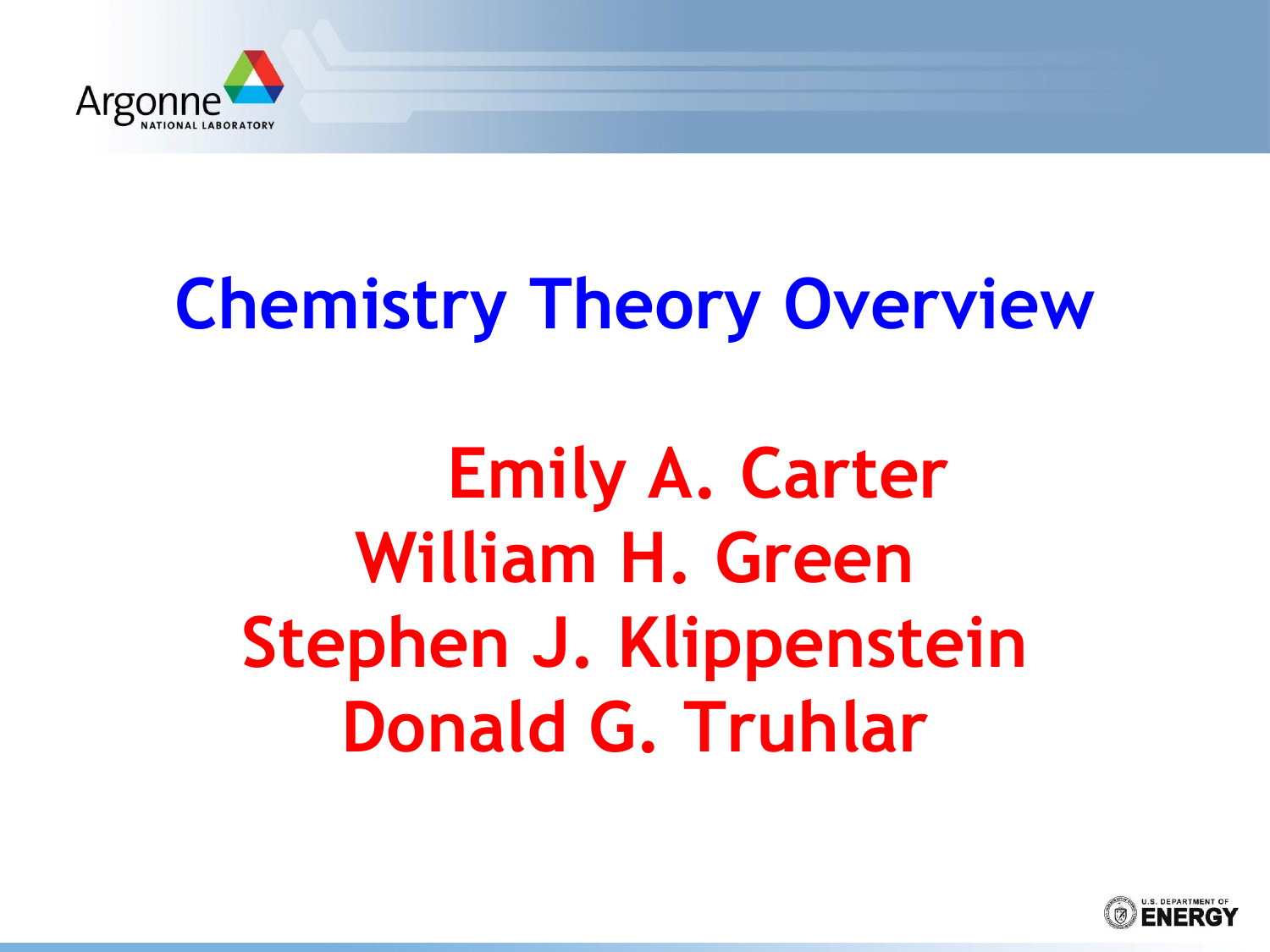# Chemistry Theory Overview

Emily A. Carter
William H. Green
Stephen J. Klippenstein
Donald G. Truhlar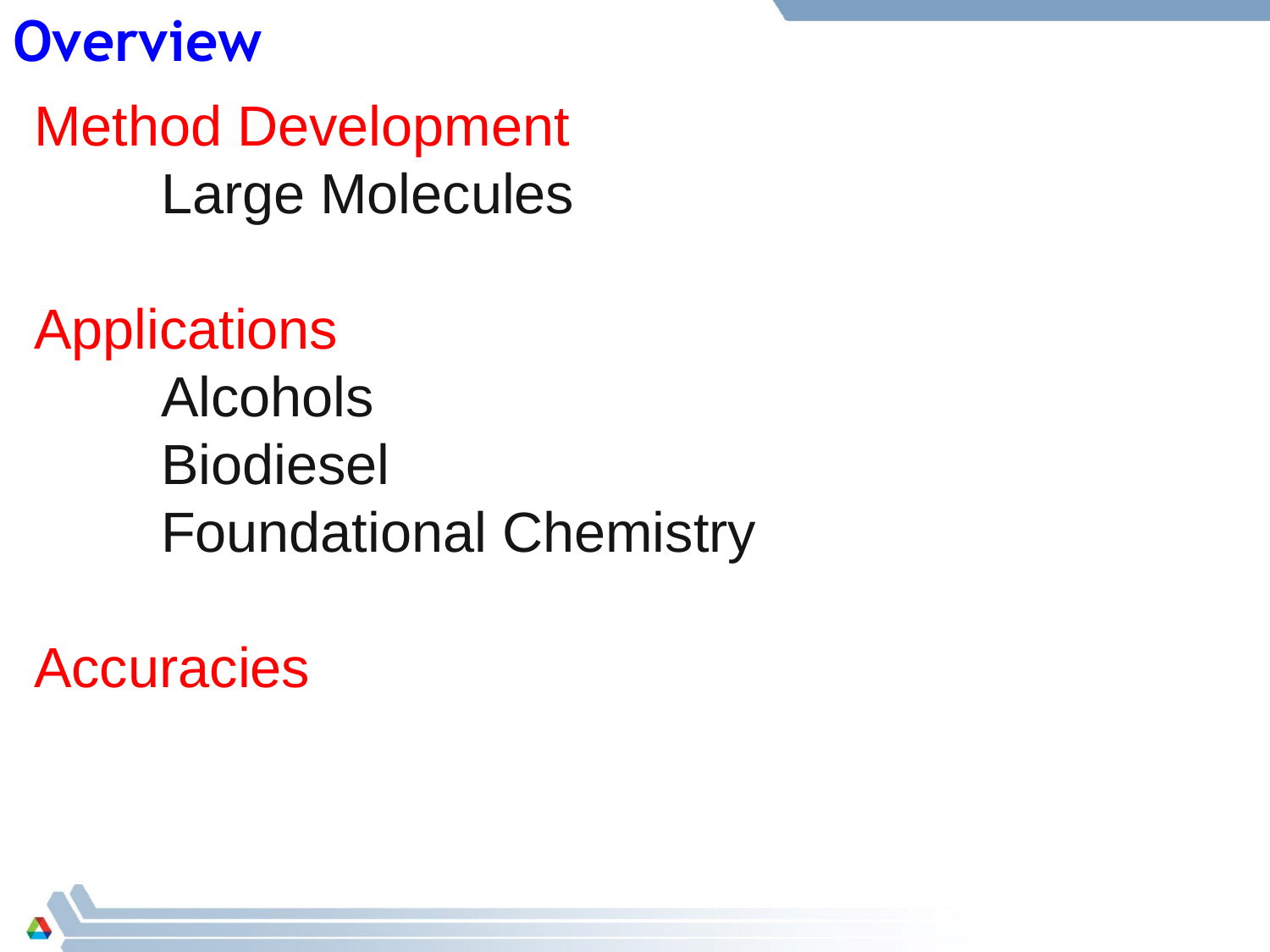# Overview

## Method Development

- Large Molecules

## Applications

- Alcohols
- Biodiesel
- Foundational Chemistry

## Accuracies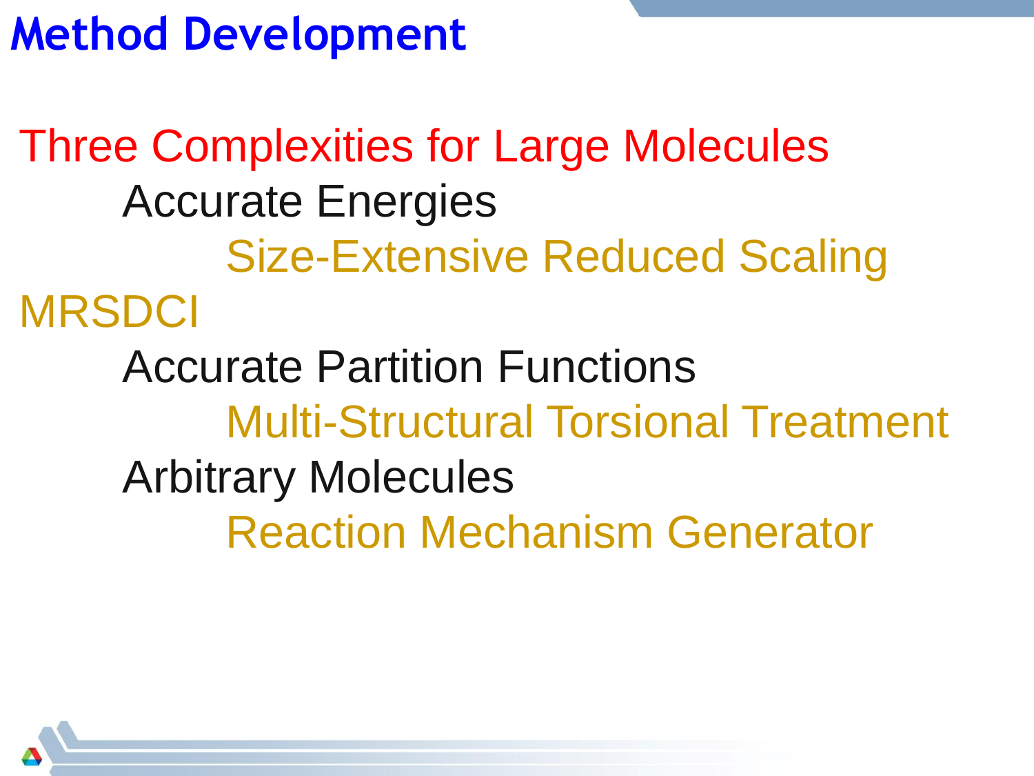# Method Development

## Three Complexities for Large Molecules

- Accurate Energies
  - Size-Extensive Reduced Scaling MRSDCI
- Accurate Partition Functions
  - Multi-Structural Torsional Treatment
- Arbitrary Molecules
  - Reaction Mechanism Generator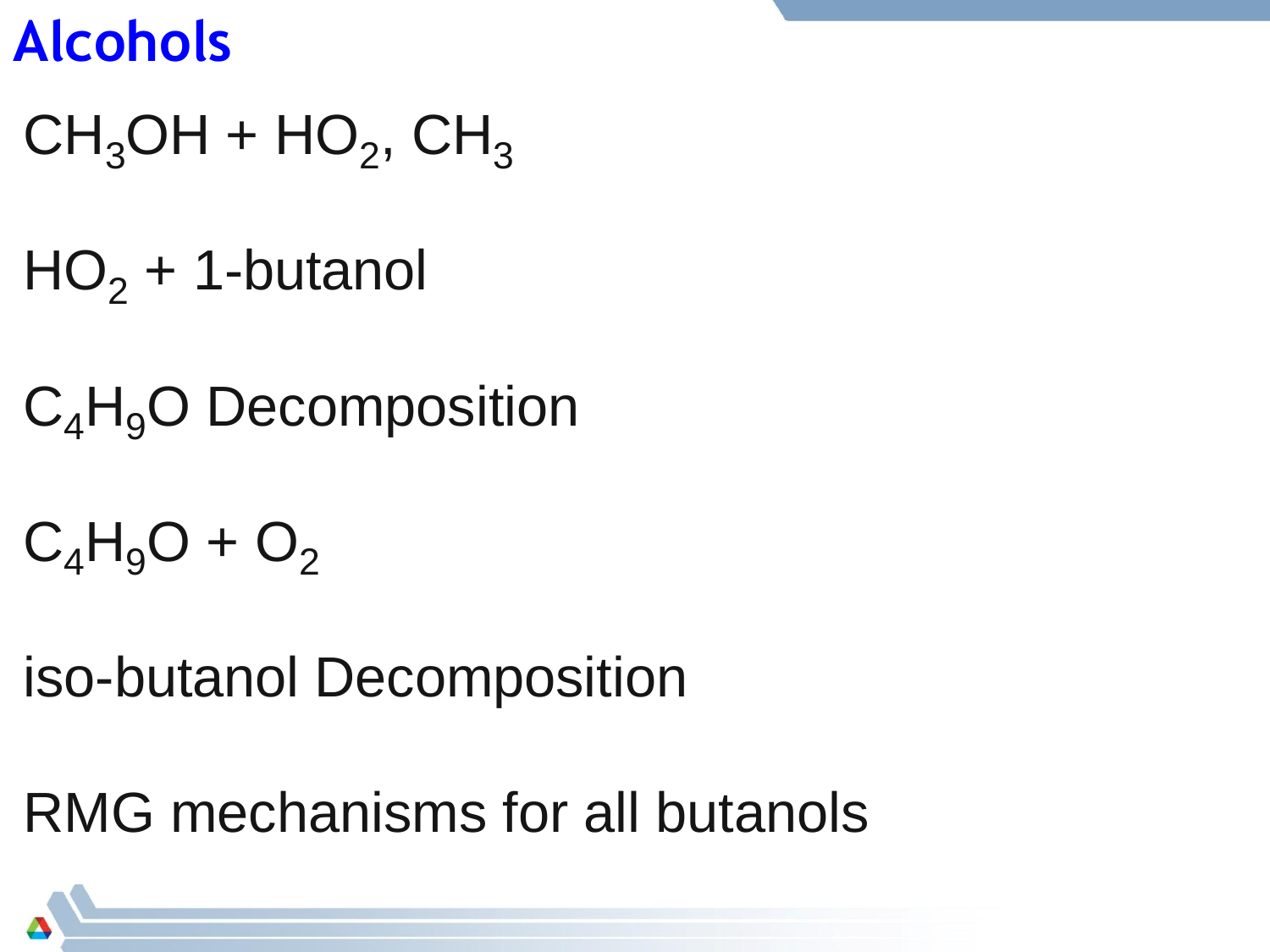# Alcohols

$CH_3OH + HO_2$, $CH_3$

$HO_2$ + 1-butanol

$C_4H_9O$ Decomposition

$C_4H_9O + O_2$

iso-butanol Decomposition

RMG mechanisms for all butanols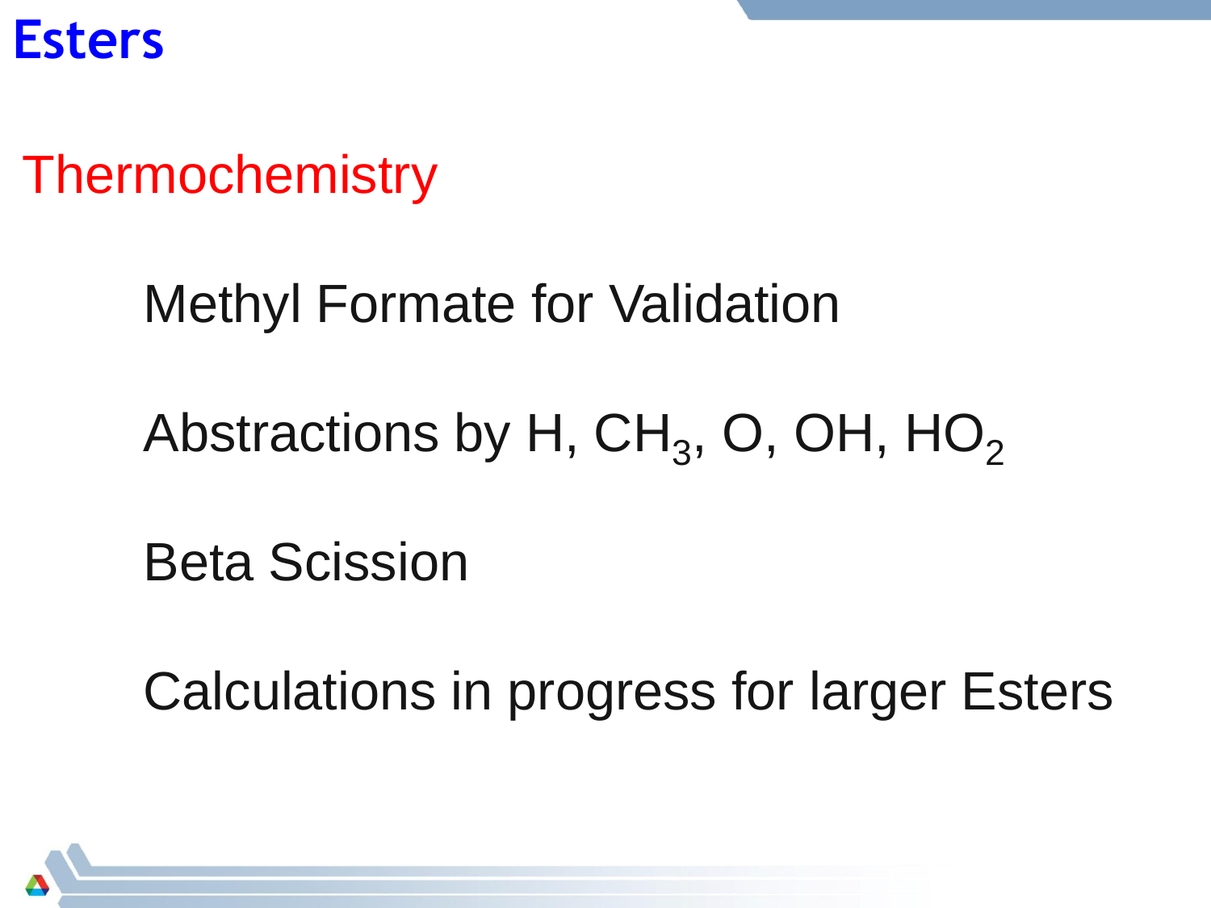# Esters

## Thermochemistry

Methyl Formate for Validation

Abstractions by H, $CH_3$, O, OH, $HO_2$

Beta Scission

Calculations in progress for larger Esters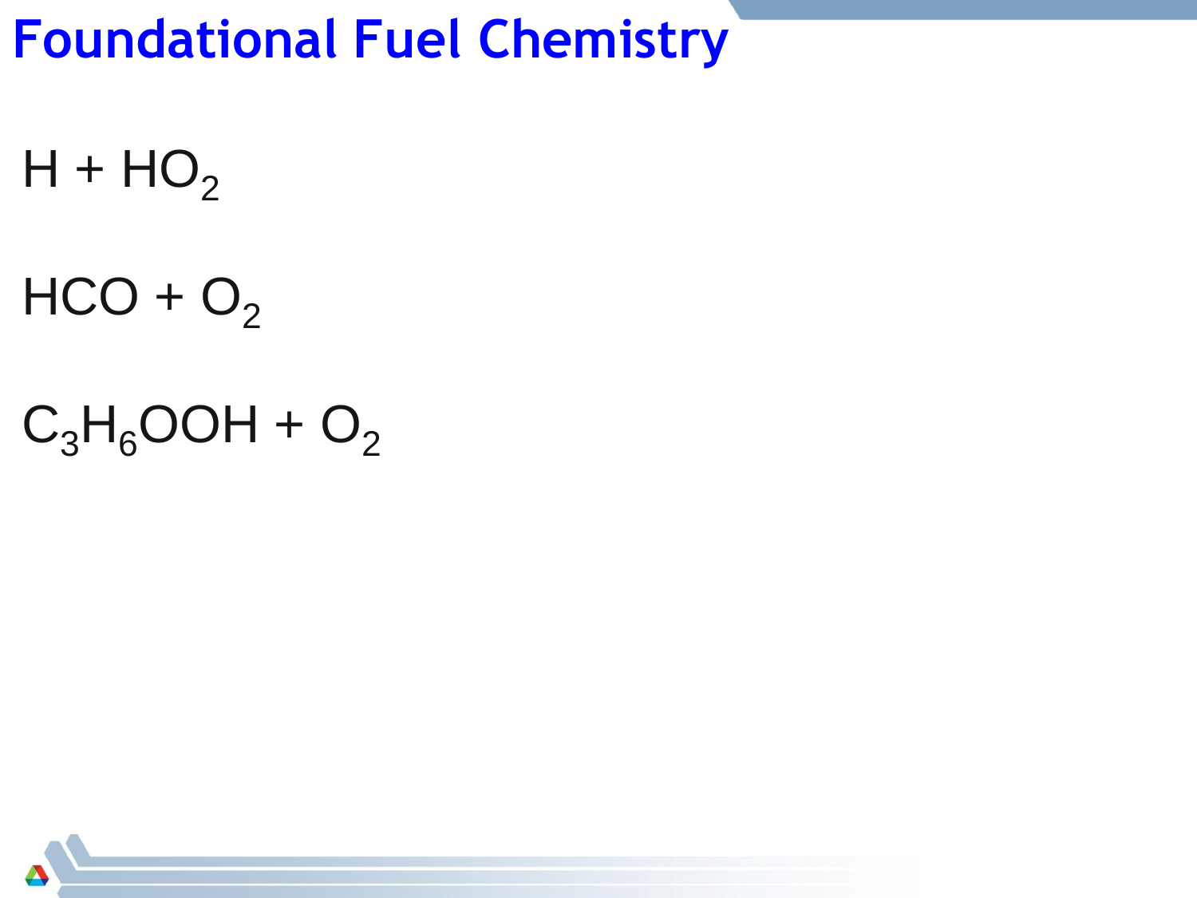# Foundational Fuel Chemistry

$H + HO_2$

$HCO + O_2$

$C_3H_6OOH + O_2$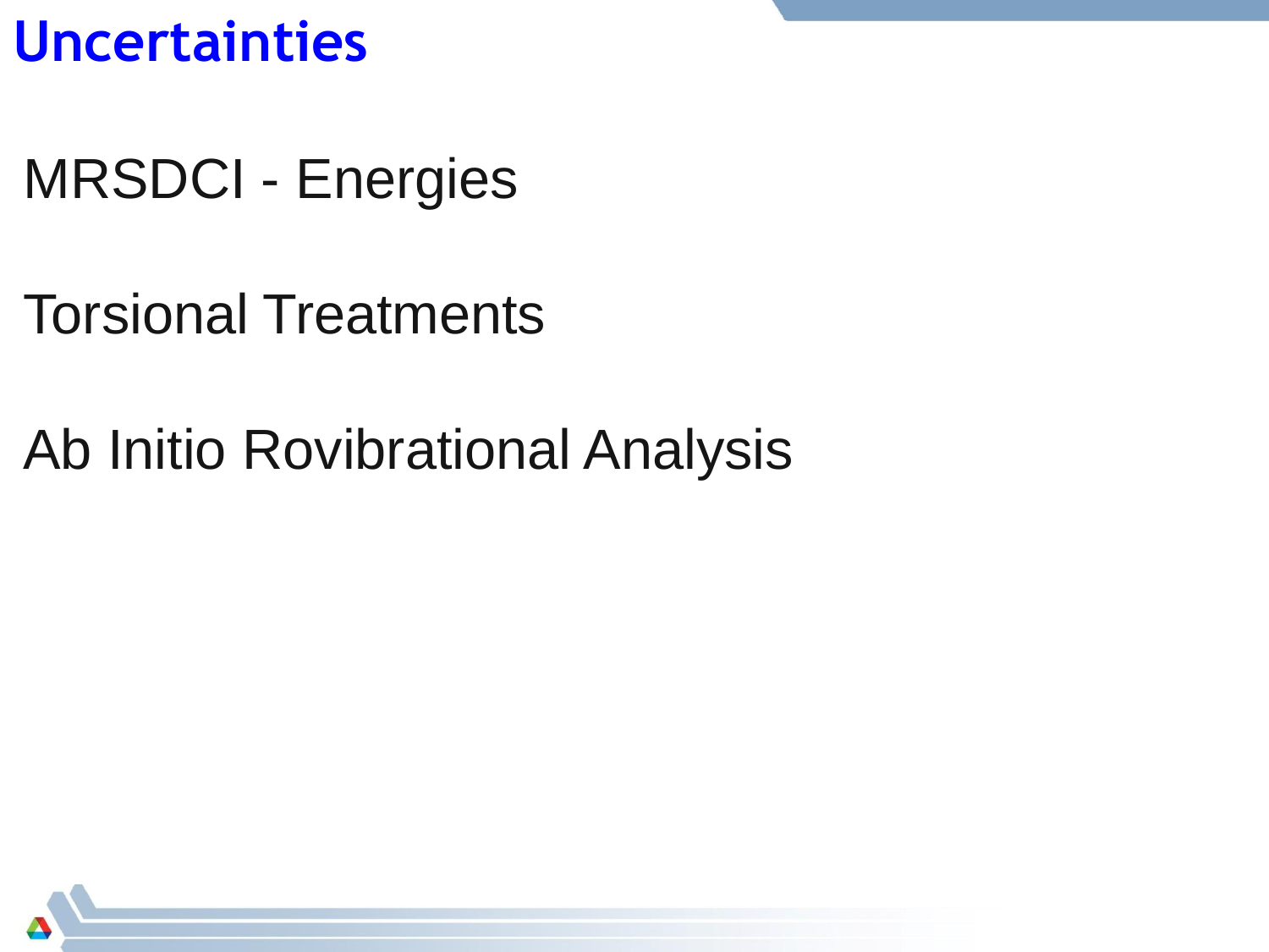# Uncertainties

MRSDCI - Energies

Torsional Treatments

Ab Initio Rovibrational Analysis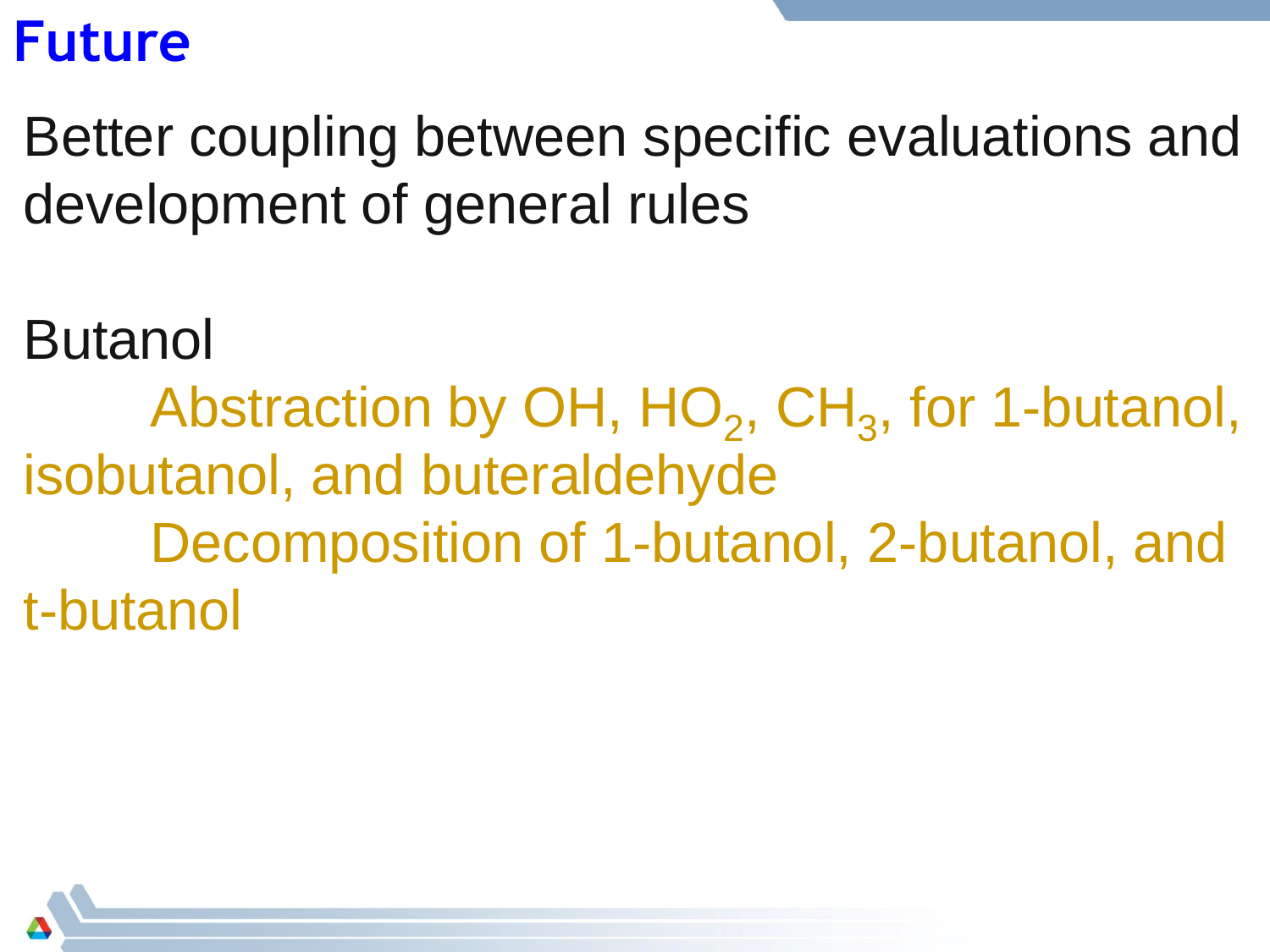# Future

Better coupling between specific evaluations and development of general rules

Butanol

- Abstraction by OH, $HO_2$, $CH_3$, for 1-butanol, isobutanol, and buteraldehyde
- Decomposition of 1-butanol, 2-butanol, and t-butanol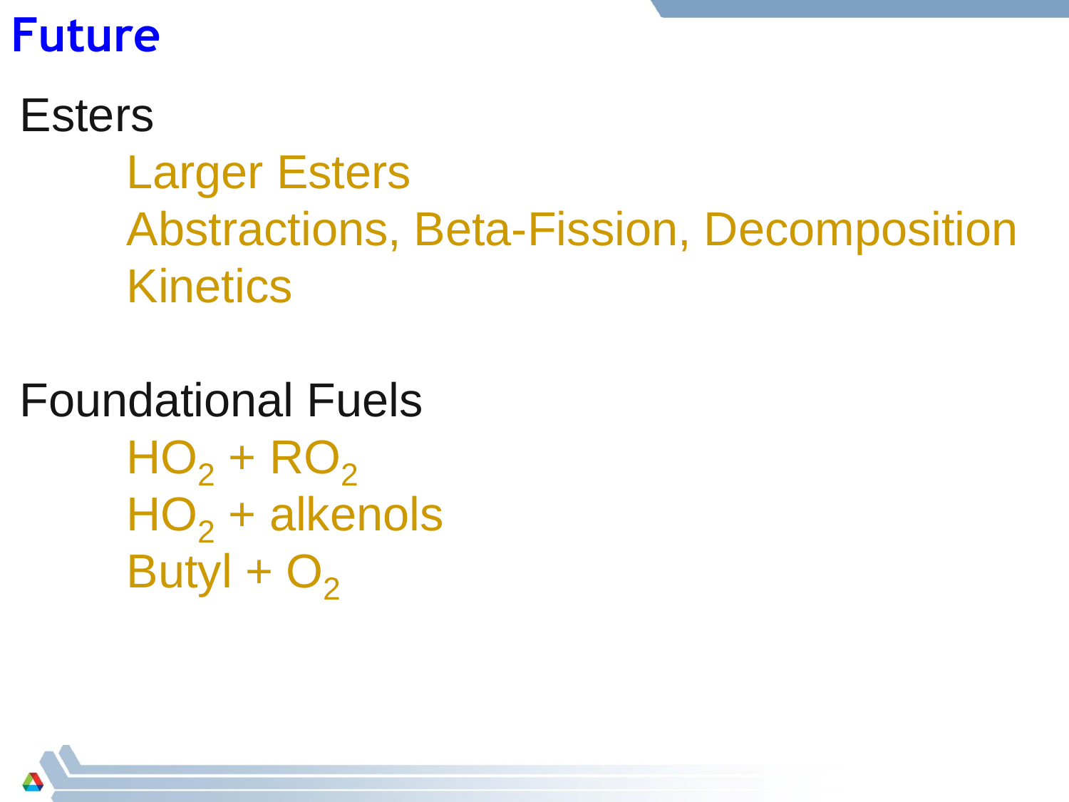# Future

Esters

- Larger Esters
- Abstractions, Beta-Fission, Decomposition
- Kinetics

Foundational Fuels

- $HO_2 + RO_2$
- $HO_2$ + alkenols
- Butyl + $O_2$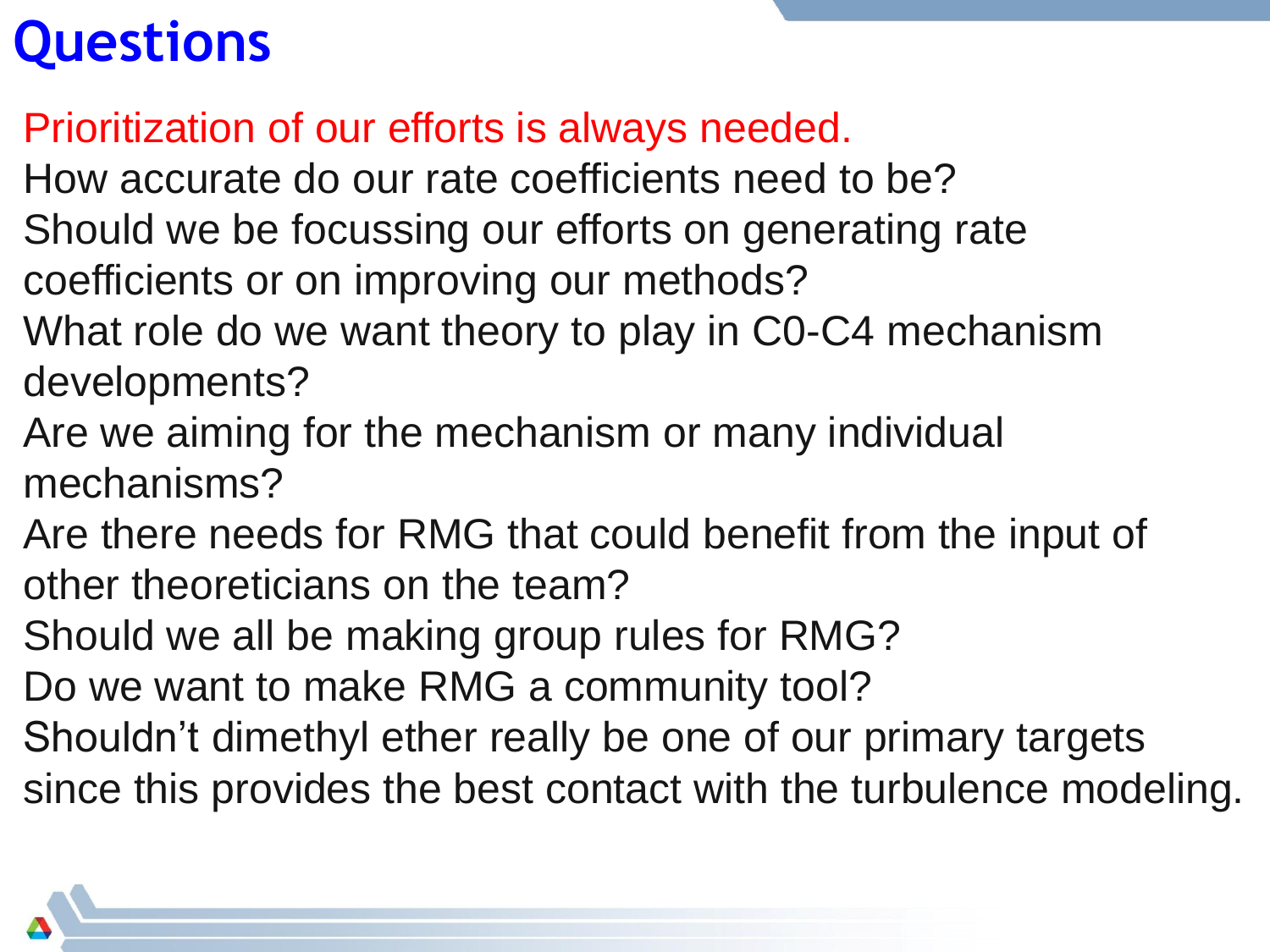# Questions

Prioritization of our efforts is always needed.

How accurate do our rate coefficients need to be?

Should we be focussing our efforts on generating rate coefficients or on improving our methods?

What role do we want theory to play in C0-C4 mechanism developments?

Are we aiming for the mechanism or many individual mechanisms?

Are there needs for RMG that could benefit from the input of other theoreticians on the team?

Should we all be making group rules for RMG?

Do we want to make RMG a community tool?

Shouldn't dimethyl ether really be one of our primary targets since this provides the best contact with the turbulence modeling.